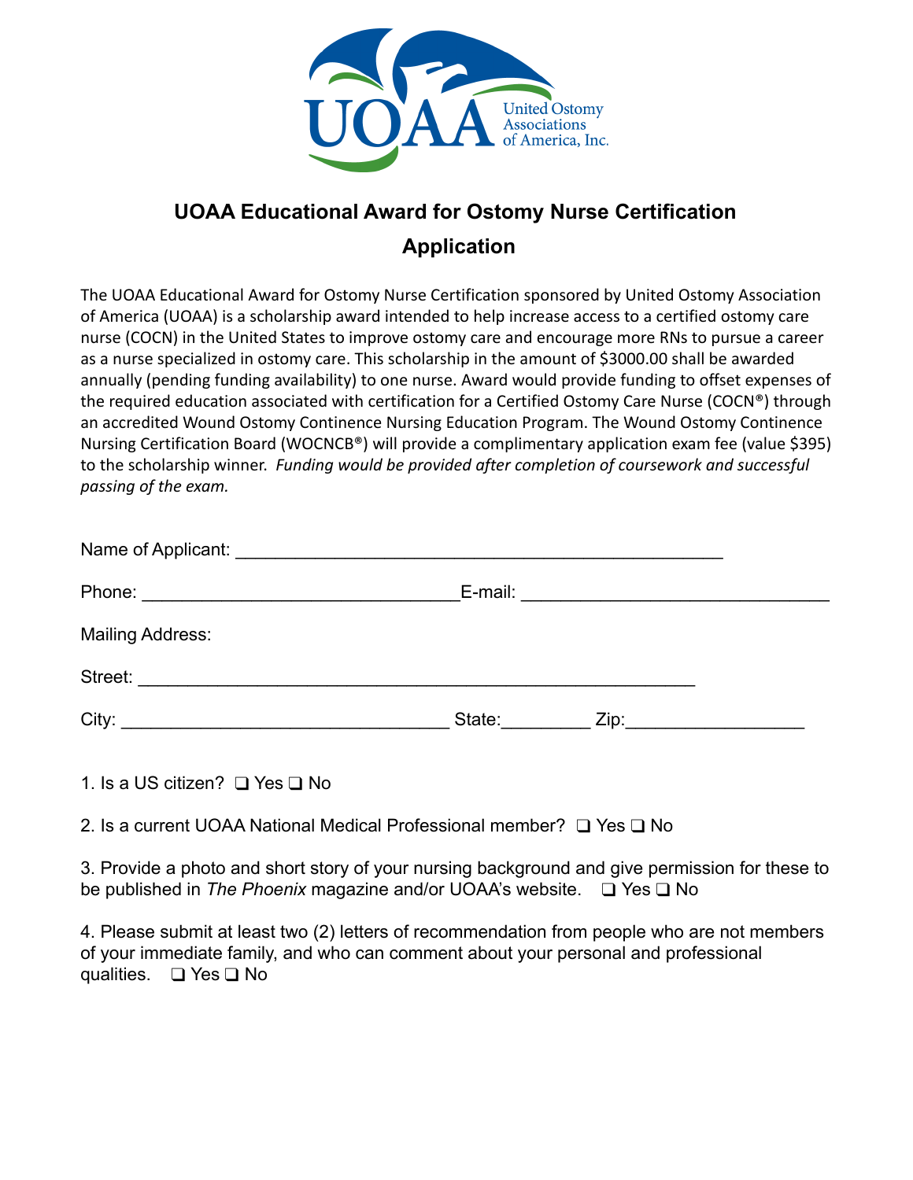UOAA United Ostomy Associations of America, Inc.

# UOAA Educational Award for Ostomy Nurse Certification

## Application

The UOAA Educational Award for Ostomy Nurse Certification sponsored by United Ostomy Association of America (UOAA) is a scholarship award intended to help increase access to a certified ostomy care nurse (COCN) in the United States to improve ostomy care and encourage more RNs to pursue a career as a nurse specialized in ostomy care. This scholarship in the amount of $3000.00 shall be awarded annually (pending funding availability) to one nurse. Award would provide funding to offset expenses of the required education associated with certification for a Certified Ostomy Care Nurse (COCN®) through an accredited Wound Ostomy Continence Nursing Education Program. The Wound Ostomy Continence Nursing Certification Board (WOCNCB®) will provide a complimentary application exam fee (value $395) to the scholarship winner. *Funding would be provided after completion of coursework and successful passing of the exam.*

Name of Applicant: ______________________________________________

Phone: ______________________________ E-mail: ______________________________

Mailing Address:

Street: ____________________________________________________

City: _______________________________ State:_________ Zip:_________________

1. Is a US citizen? ❑ Yes ❑ No

2. Is a current UOAA National Medical Professional member? ❑ Yes ❑ No

3. Provide a photo and short story of your nursing background and give permission for these to be published in *The Phoenix* magazine and/or UOAA's website. ❑ Yes ❑ No

4. Please submit at least two (2) letters of recommendation from people who are not members of your immediate family, and who can comment about your personal and professional qualities. ❑ Yes ❑ No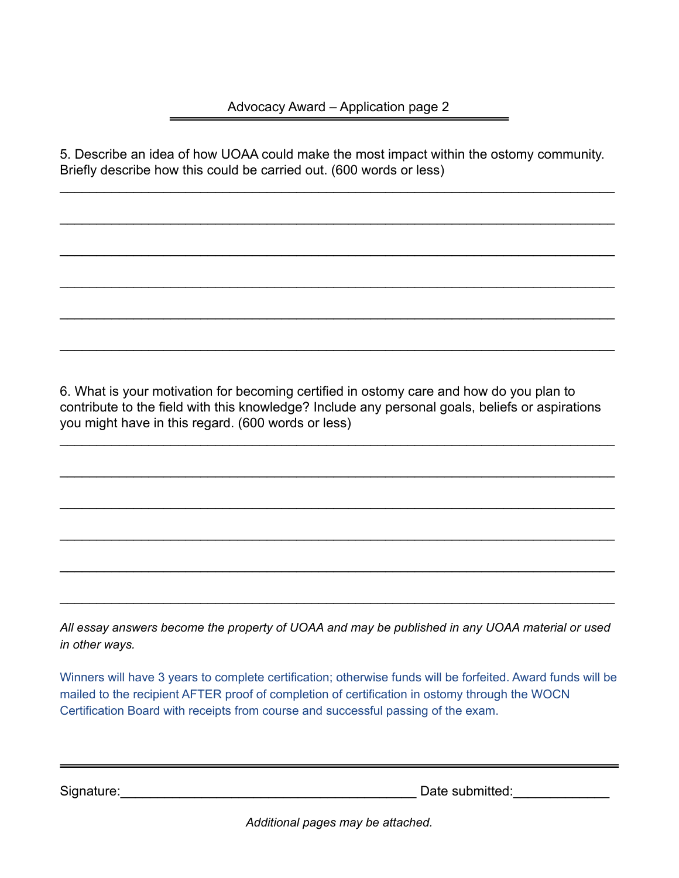Advocacy Award – Application page 2

5. Describe an idea of how UOAA could make the most impact within the ostomy community. Briefly describe how this could be carried out. (600 words or less)

\_\_\_\_\_\_\_\_\_\_\_\_\_\_\_\_\_\_\_\_\_\_\_\_\_\_\_\_\_\_\_\_\_\_\_\_\_\_\_\_\_\_\_\_\_\_\_\_\_\_\_\_\_\_\_\_\_\_\_\_\_\_\_\_\_\_

\_\_\_\_\_\_\_\_\_\_\_\_\_\_\_\_\_\_\_\_\_\_\_\_\_\_\_\_\_\_\_\_\_\_\_\_\_\_\_\_\_\_\_\_\_\_\_\_\_\_\_\_\_\_\_\_\_\_\_\_\_\_\_\_\_\_

\_\_\_\_\_\_\_\_\_\_\_\_\_\_\_\_\_\_\_\_\_\_\_\_\_\_\_\_\_\_\_\_\_\_\_\_\_\_\_\_\_\_\_\_\_\_\_\_\_\_\_\_\_\_\_\_\_\_\_\_\_\_\_\_\_\_

\_\_\_\_\_\_\_\_\_\_\_\_\_\_\_\_\_\_\_\_\_\_\_\_\_\_\_\_\_\_\_\_\_\_\_\_\_\_\_\_\_\_\_\_\_\_\_\_\_\_\_\_\_\_\_\_\_\_\_\_\_\_\_\_\_\_

\_\_\_\_\_\_\_\_\_\_\_\_\_\_\_\_\_\_\_\_\_\_\_\_\_\_\_\_\_\_\_\_\_\_\_\_\_\_\_\_\_\_\_\_\_\_\_\_\_\_\_\_\_\_\_\_\_\_\_\_\_\_\_\_\_\_

\_\_\_\_\_\_\_\_\_\_\_\_\_\_\_\_\_\_\_\_\_\_\_\_\_\_\_\_\_\_\_\_\_\_\_\_\_\_\_\_\_\_\_\_\_\_\_\_\_\_\_\_\_\_\_\_\_\_\_\_\_\_\_\_\_\_

6. What is your motivation for becoming certified in ostomy care and how do you plan to contribute to the field with this knowledge? Include any personal goals, beliefs or aspirations you might have in this regard. (600 words or less)

\_\_\_\_\_\_\_\_\_\_\_\_\_\_\_\_\_\_\_\_\_\_\_\_\_\_\_\_\_\_\_\_\_\_\_\_\_\_\_\_\_\_\_\_\_\_\_\_\_\_\_\_\_\_\_\_\_\_\_\_\_\_\_\_\_\_

\_\_\_\_\_\_\_\_\_\_\_\_\_\_\_\_\_\_\_\_\_\_\_\_\_\_\_\_\_\_\_\_\_\_\_\_\_\_\_\_\_\_\_\_\_\_\_\_\_\_\_\_\_\_\_\_\_\_\_\_\_\_\_\_\_\_

\_\_\_\_\_\_\_\_\_\_\_\_\_\_\_\_\_\_\_\_\_\_\_\_\_\_\_\_\_\_\_\_\_\_\_\_\_\_\_\_\_\_\_\_\_\_\_\_\_\_\_\_\_\_\_\_\_\_\_\_\_\_\_\_\_\_

\_\_\_\_\_\_\_\_\_\_\_\_\_\_\_\_\_\_\_\_\_\_\_\_\_\_\_\_\_\_\_\_\_\_\_\_\_\_\_\_\_\_\_\_\_\_\_\_\_\_\_\_\_\_\_\_\_\_\_\_\_\_\_\_\_\_

\_\_\_\_\_\_\_\_\_\_\_\_\_\_\_\_\_\_\_\_\_\_\_\_\_\_\_\_\_\_\_\_\_\_\_\_\_\_\_\_\_\_\_\_\_\_\_\_\_\_\_\_\_\_\_\_\_\_\_\_\_\_\_\_\_\_

\_\_\_\_\_\_\_\_\_\_\_\_\_\_\_\_\_\_\_\_\_\_\_\_\_\_\_\_\_\_\_\_\_\_\_\_\_\_\_\_\_\_\_\_\_\_\_\_\_\_\_\_\_\_\_\_\_\_\_\_\_\_\_\_\_\_

*All essay answers become the property of UOAA and may be published in any UOAA material or used in other ways.*

Winners will have 3 years to complete certification; otherwise funds will be forfeited. Award funds will be mailed to the recipient AFTER proof of completion of certification in ostomy through the WOCN Certification Board with receipts from course and successful passing of the exam.

---

Signature:\_\_\_\_\_\_\_\_\_\_\_\_\_\_\_\_\_\_\_\_\_\_\_\_\_\_\_\_\_\_\_\_\_\_\_\_\_\_\_\_ Date submitted:\_\_\_\_\_\_\_\_\_\_\_\_\_

*Additional pages may be attached.*